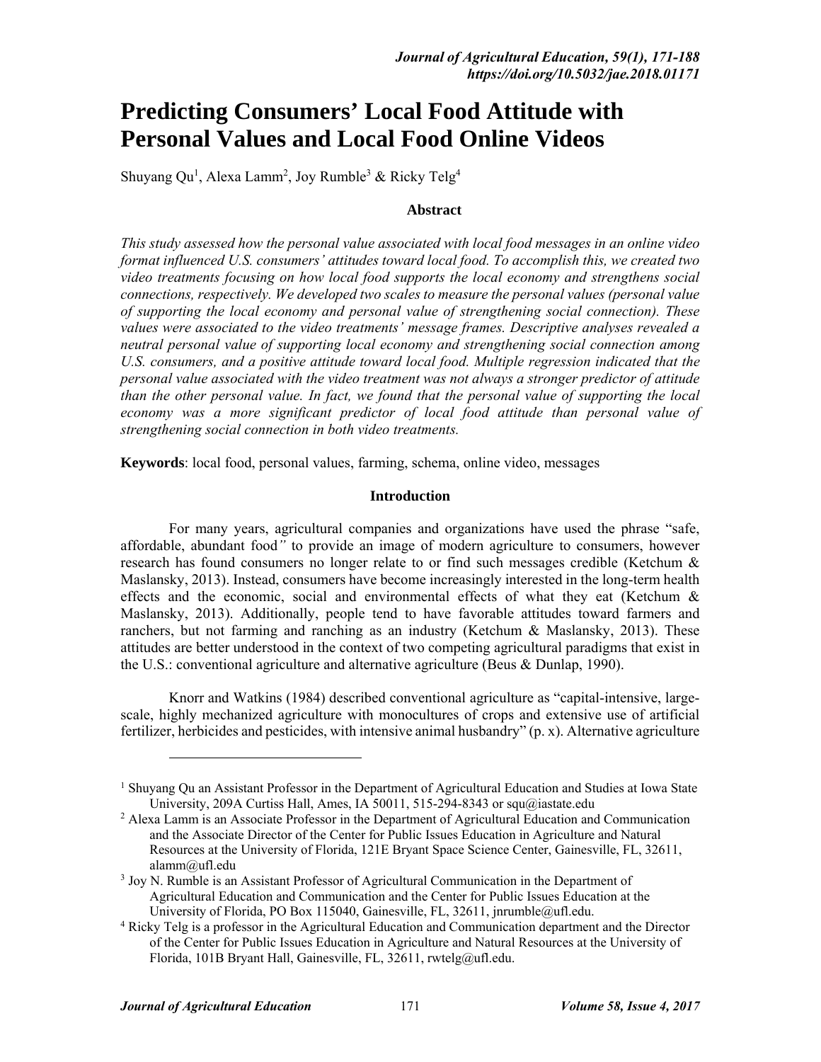# Predicting Consumers' Local Food Attitude with Personal Values and Local Food Online Videos

Shuyang Qu[1], Alexa Lamm[2], Joy Rumble[3] & Ricky Telg[4]

### Abstract

*This study assessed how the personal value associated with local food messages in an online video format influenced U.S. consumers' attitudes toward local food. To accomplish this, we created two video treatments focusing on how local food supports the local economy and strengthens social connections, respectively. We developed two scales to measure the personal values (personal value of supporting the local economy and personal value of strengthening social connection). These values were associated to the video treatments' message frames. Descriptive analyses revealed a neutral personal value of supporting local economy and strengthening social connection among U.S. consumers, and a positive attitude toward local food. Multiple regression indicated that the personal value associated with the video treatment was not always a stronger predictor of attitude than the other personal value. In fact, we found that the personal value of supporting the local economy was a more significant predictor of local food attitude than personal value of strengthening social connection in both video treatments.*

**Keywords**: local food, personal values, farming, schema, online video, messages

### Introduction

For many years, agricultural companies and organizations have used the phrase "safe, affordable, abundant food" to provide an image of modern agriculture to consumers, however research has found consumers no longer relate to or find such messages credible (Ketchum & Maslansky, 2013). Instead, consumers have become increasingly interested in the long-term health effects and the economic, social and environmental effects of what they eat (Ketchum & Maslansky, 2013). Additionally, people tend to have favorable attitudes toward farmers and ranchers, but not farming and ranching as an industry (Ketchum & Maslansky, 2013). These attitudes are better understood in the context of two competing agricultural paradigms that exist in the U.S.: conventional agriculture and alternative agriculture (Beus & Dunlap, 1990).

Knorr and Watkins (1984) described conventional agriculture as "capital-intensive, large-scale, highly mechanized agriculture with monocultures of crops and extensive use of artificial fertilizer, herbicides and pesticides, with intensive animal husbandry" (p. x). Alternative agriculture

---

[1] Shuyang Qu an Assistant Professor in the Department of Agricultural Education and Studies at Iowa State University, 209A Curtiss Hall, Ames, IA 50011, 515-294-8343 or squ@iastate.edu

[2] Alexa Lamm is an Associate Professor in the Department of Agricultural Education and Communication and the Associate Director of the Center for Public Issues Education in Agriculture and Natural Resources at the University of Florida, 121E Bryant Space Science Center, Gainesville, FL, 32611, alamm@ufl.edu

[3] Joy N. Rumble is an Assistant Professor of Agricultural Communication in the Department of Agricultural Education and Communication and the Center for Public Issues Education at the University of Florida, PO Box 115040, Gainesville, FL, 32611, jnrumble@ufl.edu.

[4] Ricky Telg is a professor in the Agricultural Education and Communication department and the Director of the Center for Public Issues Education in Agriculture and Natural Resources at the University of Florida, 101B Bryant Hall, Gainesville, FL, 32611, rwtelg@ufl.edu.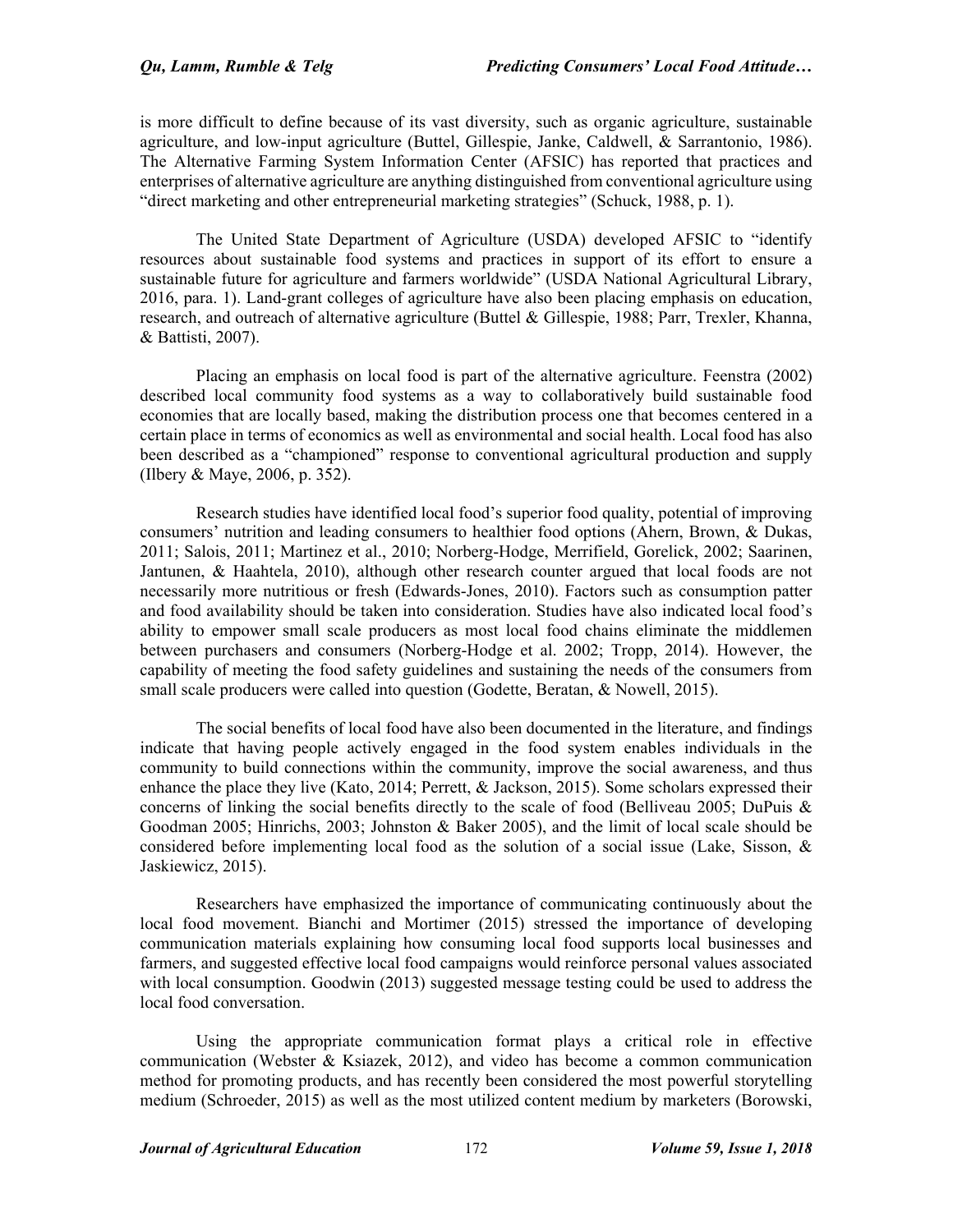is more difficult to define because of its vast diversity, such as organic agriculture, sustainable agriculture, and low-input agriculture (Buttel, Gillespie, Janke, Caldwell, & Sarrantonio, 1986). The Alternative Farming System Information Center (AFSIC) has reported that practices and enterprises of alternative agriculture are anything distinguished from conventional agriculture using "direct marketing and other entrepreneurial marketing strategies" (Schuck, 1988, p. 1).

The United State Department of Agriculture (USDA) developed AFSIC to "identify resources about sustainable food systems and practices in support of its effort to ensure a sustainable future for agriculture and farmers worldwide" (USDA National Agricultural Library, 2016, para. 1). Land-grant colleges of agriculture have also been placing emphasis on education, research, and outreach of alternative agriculture (Buttel & Gillespie, 1988; Parr, Trexler, Khanna, & Battisti, 2007).

Placing an emphasis on local food is part of the alternative agriculture. Feenstra (2002) described local community food systems as a way to collaboratively build sustainable food economies that are locally based, making the distribution process one that becomes centered in a certain place in terms of economics as well as environmental and social health. Local food has also been described as a "championed" response to conventional agricultural production and supply (Ilbery & Maye, 2006, p. 352).

Research studies have identified local food's superior food quality, potential of improving consumers' nutrition and leading consumers to healthier food options (Ahern, Brown, & Dukas, 2011; Salois, 2011; Martinez et al., 2010; Norberg-Hodge, Merrifield, Gorelick, 2002; Saarinen, Jantunen, & Haahtela, 2010), although other research counter argued that local foods are not necessarily more nutritious or fresh (Edwards-Jones, 2010). Factors such as consumption patter and food availability should be taken into consideration. Studies have also indicated local food's ability to empower small scale producers as most local food chains eliminate the middlemen between purchasers and consumers (Norberg-Hodge et al. 2002; Tropp, 2014). However, the capability of meeting the food safety guidelines and sustaining the needs of the consumers from small scale producers were called into question (Godette, Beratan, & Nowell, 2015).

The social benefits of local food have also been documented in the literature, and findings indicate that having people actively engaged in the food system enables individuals in the community to build connections within the community, improve the social awareness, and thus enhance the place they live (Kato, 2014; Perrett, & Jackson, 2015). Some scholars expressed their concerns of linking the social benefits directly to the scale of food (Belliveau 2005; DuPuis & Goodman 2005; Hinrichs, 2003; Johnston & Baker 2005), and the limit of local scale should be considered before implementing local food as the solution of a social issue (Lake, Sisson, & Jaskiewicz, 2015).

Researchers have emphasized the importance of communicating continuously about the local food movement. Bianchi and Mortimer (2015) stressed the importance of developing communication materials explaining how consuming local food supports local businesses and farmers, and suggested effective local food campaigns would reinforce personal values associated with local consumption. Goodwin (2013) suggested message testing could be used to address the local food conversation.

Using the appropriate communication format plays a critical role in effective communication (Webster & Ksiazek, 2012), and video has become a common communication method for promoting products, and has recently been considered the most powerful storytelling medium (Schroeder, 2015) as well as the most utilized content medium by marketers (Borowski,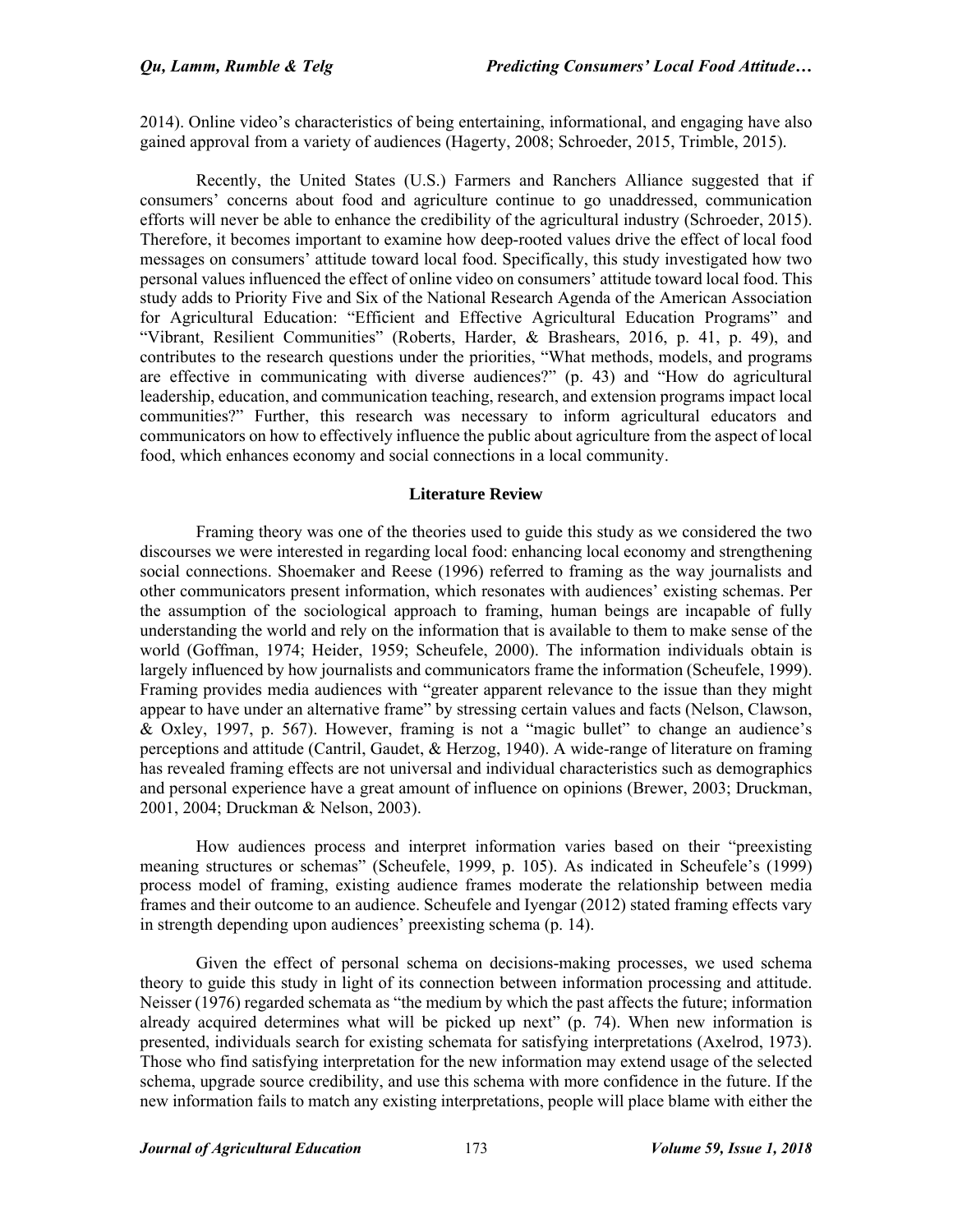2014). Online video's characteristics of being entertaining, informational, and engaging have also gained approval from a variety of audiences (Hagerty, 2008; Schroeder, 2015, Trimble, 2015).

Recently, the United States (U.S.) Farmers and Ranchers Alliance suggested that if consumers' concerns about food and agriculture continue to go unaddressed, communication efforts will never be able to enhance the credibility of the agricultural industry (Schroeder, 2015). Therefore, it becomes important to examine how deep-rooted values drive the effect of local food messages on consumers' attitude toward local food. Specifically, this study investigated how two personal values influenced the effect of online video on consumers' attitude toward local food. This study adds to Priority Five and Six of the National Research Agenda of the American Association for Agricultural Education: "Efficient and Effective Agricultural Education Programs" and "Vibrant, Resilient Communities" (Roberts, Harder, & Brashears, 2016, p. 41, p. 49), and contributes to the research questions under the priorities, "What methods, models, and programs are effective in communicating with diverse audiences?" (p. 43) and "How do agricultural leadership, education, and communication teaching, research, and extension programs impact local communities?" Further, this research was necessary to inform agricultural educators and communicators on how to effectively influence the public about agriculture from the aspect of local food, which enhances economy and social connections in a local community.

## Literature Review

Framing theory was one of the theories used to guide this study as we considered the two discourses we were interested in regarding local food: enhancing local economy and strengthening social connections. Shoemaker and Reese (1996) referred to framing as the way journalists and other communicators present information, which resonates with audiences' existing schemas. Per the assumption of the sociological approach to framing, human beings are incapable of fully understanding the world and rely on the information that is available to them to make sense of the world (Goffman, 1974; Heider, 1959; Scheufele, 2000). The information individuals obtain is largely influenced by how journalists and communicators frame the information (Scheufele, 1999). Framing provides media audiences with "greater apparent relevance to the issue than they might appear to have under an alternative frame" by stressing certain values and facts (Nelson, Clawson, & Oxley, 1997, p. 567). However, framing is not a "magic bullet" to change an audience's perceptions and attitude (Cantril, Gaudet, & Herzog, 1940). A wide-range of literature on framing has revealed framing effects are not universal and individual characteristics such as demographics and personal experience have a great amount of influence on opinions (Brewer, 2003; Druckman, 2001, 2004; Druckman & Nelson, 2003).

How audiences process and interpret information varies based on their "preexisting meaning structures or schemas" (Scheufele, 1999, p. 105). As indicated in Scheufele's (1999) process model of framing, existing audience frames moderate the relationship between media frames and their outcome to an audience. Scheufele and Iyengar (2012) stated framing effects vary in strength depending upon audiences' preexisting schema (p. 14).

Given the effect of personal schema on decisions-making processes, we used schema theory to guide this study in light of its connection between information processing and attitude. Neisser (1976) regarded schemata as "the medium by which the past affects the future; information already acquired determines what will be picked up next" (p. 74). When new information is presented, individuals search for existing schemata for satisfying interpretations (Axelrod, 1973). Those who find satisfying interpretation for the new information may extend usage of the selected schema, upgrade source credibility, and use this schema with more confidence in the future. If the new information fails to match any existing interpretations, people will place blame with either the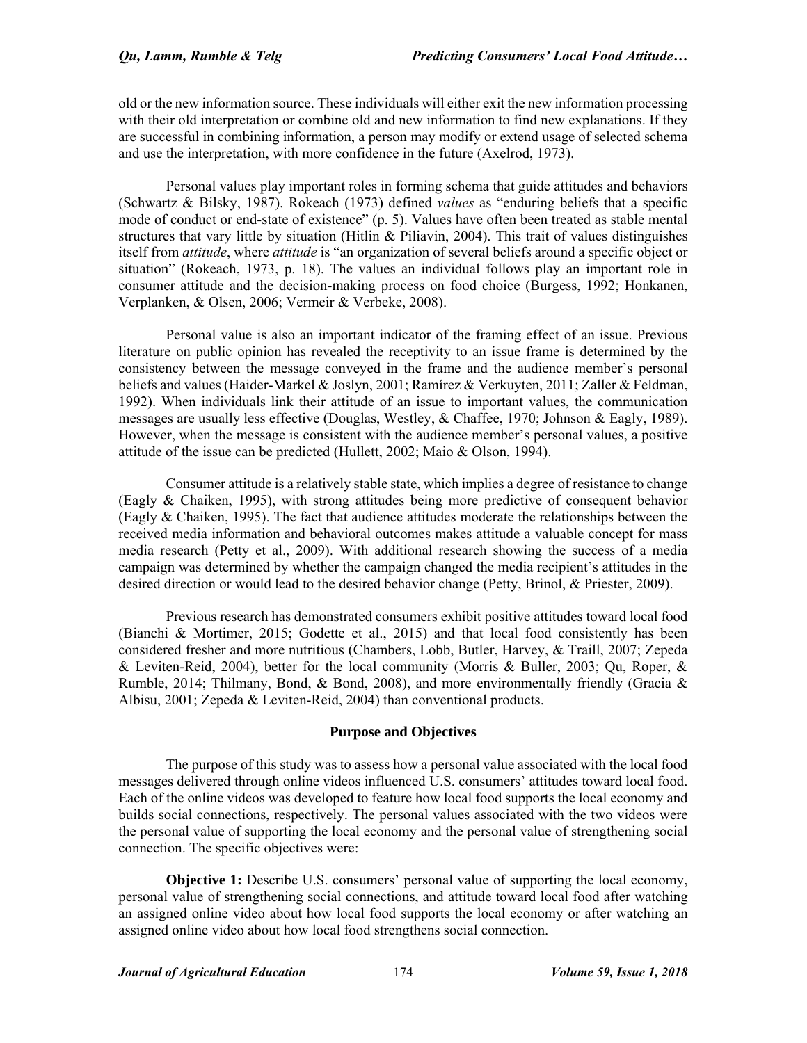old or the new information source. These individuals will either exit the new information processing with their old interpretation or combine old and new information to find new explanations. If they are successful in combining information, a person may modify or extend usage of selected schema and use the interpretation, with more confidence in the future (Axelrod, 1973).

Personal values play important roles in forming schema that guide attitudes and behaviors (Schwartz & Bilsky, 1987). Rokeach (1973) defined *values* as "enduring beliefs that a specific mode of conduct or end-state of existence" (p. 5). Values have often been treated as stable mental structures that vary little by situation (Hitlin & Piliavin, 2004). This trait of values distinguishes itself from *attitude*, where *attitude* is "an organization of several beliefs around a specific object or situation" (Rokeach, 1973, p. 18). The values an individual follows play an important role in consumer attitude and the decision-making process on food choice (Burgess, 1992; Honkanen, Verplanken, & Olsen, 2006; Vermeir & Verbeke, 2008).

Personal value is also an important indicator of the framing effect of an issue. Previous literature on public opinion has revealed the receptivity to an issue frame is determined by the consistency between the message conveyed in the frame and the audience member's personal beliefs and values (Haider-Markel & Joslyn, 2001; Ramírez & Verkuyten, 2011; Zaller & Feldman, 1992). When individuals link their attitude of an issue to important values, the communication messages are usually less effective (Douglas, Westley, & Chaffee, 1970; Johnson & Eagly, 1989). However, when the message is consistent with the audience member's personal values, a positive attitude of the issue can be predicted (Hullett, 2002; Maio & Olson, 1994).

Consumer attitude is a relatively stable state, which implies a degree of resistance to change (Eagly & Chaiken, 1995), with strong attitudes being more predictive of consequent behavior (Eagly & Chaiken, 1995). The fact that audience attitudes moderate the relationships between the received media information and behavioral outcomes makes attitude a valuable concept for mass media research (Petty et al., 2009). With additional research showing the success of a media campaign was determined by whether the campaign changed the media recipient's attitudes in the desired direction or would lead to the desired behavior change (Petty, Brinol, & Priester, 2009).

Previous research has demonstrated consumers exhibit positive attitudes toward local food (Bianchi & Mortimer, 2015; Godette et al., 2015) and that local food consistently has been considered fresher and more nutritious (Chambers, Lobb, Butler, Harvey, & Traill, 2007; Zepeda & Leviten-Reid, 2004), better for the local community (Morris & Buller, 2003; Qu, Roper, & Rumble, 2014; Thilmany, Bond, & Bond, 2008), and more environmentally friendly (Gracia & Albisu, 2001; Zepeda & Leviten-Reid, 2004) than conventional products.

## Purpose and Objectives

The purpose of this study was to assess how a personal value associated with the local food messages delivered through online videos influenced U.S. consumers' attitudes toward local food. Each of the online videos was developed to feature how local food supports the local economy and builds social connections, respectively. The personal values associated with the two videos were the personal value of supporting the local economy and the personal value of strengthening social connection. The specific objectives were:

**Objective 1:** Describe U.S. consumers' personal value of supporting the local economy, personal value of strengthening social connections, and attitude toward local food after watching an assigned online video about how local food supports the local economy or after watching an assigned online video about how local food strengthens social connection.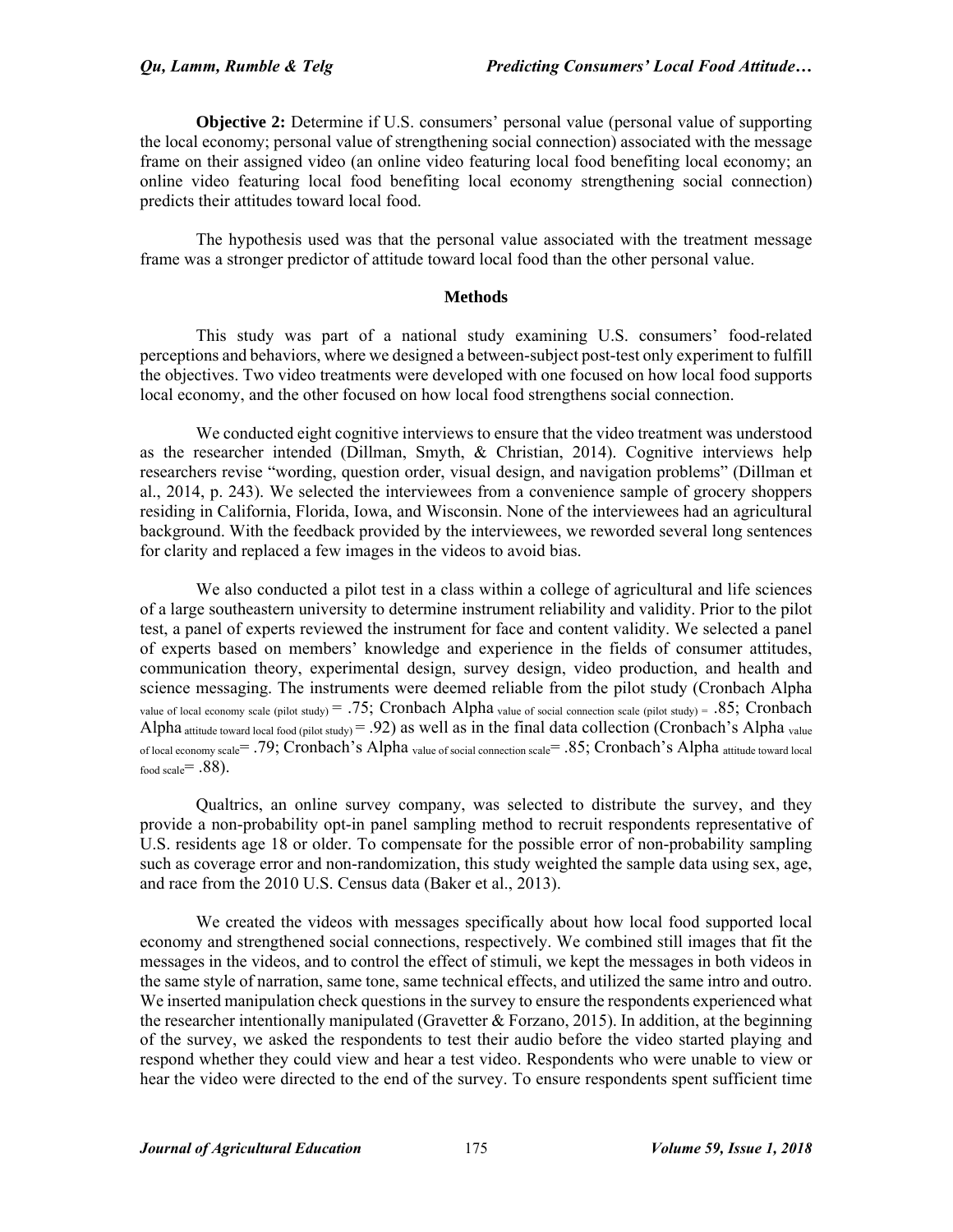**Objective 2:** Determine if U.S. consumers' personal value (personal value of supporting the local economy; personal value of strengthening social connection) associated with the message frame on their assigned video (an online video featuring local food benefiting local economy; an online video featuring local food benefiting local economy strengthening social connection) predicts their attitudes toward local food.

The hypothesis used was that the personal value associated with the treatment message frame was a stronger predictor of attitude toward local food than the other personal value.

## Methods

This study was part of a national study examining U.S. consumers' food-related perceptions and behaviors, where we designed a between-subject post-test only experiment to fulfill the objectives. Two video treatments were developed with one focused on how local food supports local economy, and the other focused on how local food strengthens social connection.

We conducted eight cognitive interviews to ensure that the video treatment was understood as the researcher intended (Dillman, Smyth, & Christian, 2014). Cognitive interviews help researchers revise "wording, question order, visual design, and navigation problems" (Dillman et al., 2014, p. 243). We selected the interviewees from a convenience sample of grocery shoppers residing in California, Florida, Iowa, and Wisconsin. None of the interviewees had an agricultural background. With the feedback provided by the interviewees, we reworded several long sentences for clarity and replaced a few images in the videos to avoid bias.

We also conducted a pilot test in a class within a college of agricultural and life sciences of a large southeastern university to determine instrument reliability and validity. Prior to the pilot test, a panel of experts reviewed the instrument for face and content validity. We selected a panel of experts based on members' knowledge and experience in the fields of consumer attitudes, communication theory, experimental design, survey design, video production, and health and science messaging. The instruments were deemed reliable from the pilot study (Cronbach $\text{Alpha}_{\text{value of local economy scale (pilot study)}} = .75$; Cronbach $\text{Alpha}_{\text{value of social connection scale (pilot study)}} = .85$; Cronbach $\text{Alpha}_{\text{attitude toward local food (pilot study)}} = .92$) as well as in the final data collection (Cronbach's $\text{Alpha}_{\text{value of local economy scale}} = .79$; Cronbach's $\text{Alpha}_{\text{value of social connection scale}} = .85$; Cronbach's $\text{Alpha}_{\text{attitude toward local food scale}} = .88$).

Qualtrics, an online survey company, was selected to distribute the survey, and they provide a non-probability opt-in panel sampling method to recruit respondents representative of U.S. residents age 18 or older. To compensate for the possible error of non-probability sampling such as coverage error and non-randomization, this study weighted the sample data using sex, age, and race from the 2010 U.S. Census data (Baker et al., 2013).

We created the videos with messages specifically about how local food supported local economy and strengthened social connections, respectively. We combined still images that fit the messages in the videos, and to control the effect of stimuli, we kept the messages in both videos in the same style of narration, same tone, same technical effects, and utilized the same intro and outro. We inserted manipulation check questions in the survey to ensure the respondents experienced what the researcher intentionally manipulated (Gravetter & Forzano, 2015). In addition, at the beginning of the survey, we asked the respondents to test their audio before the video started playing and respond whether they could view and hear a test video. Respondents who were unable to view or hear the video were directed to the end of the survey. To ensure respondents spent sufficient time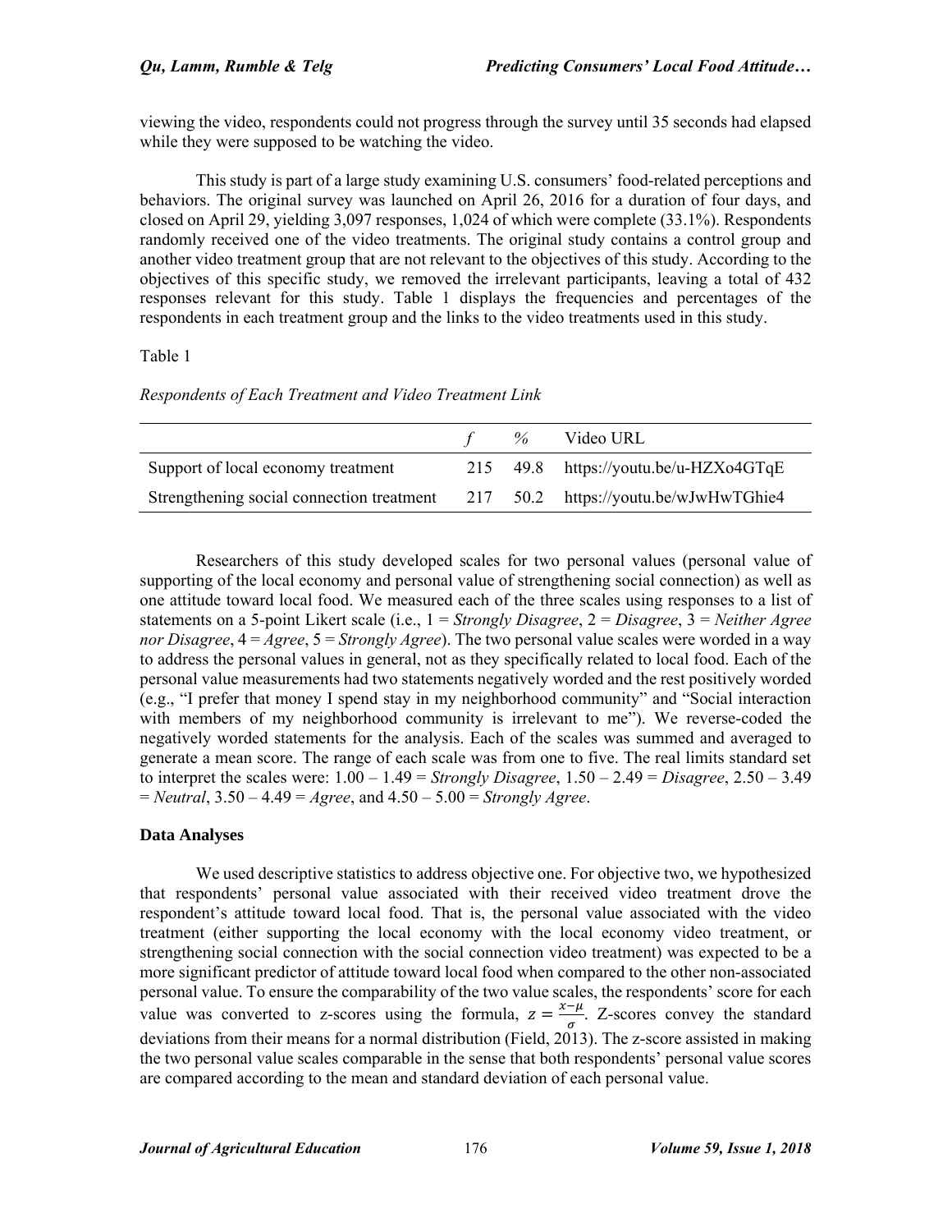viewing the video, respondents could not progress through the survey until 35 seconds had elapsed while they were supposed to be watching the video.

This study is part of a large study examining U.S. consumers' food-related perceptions and behaviors. The original survey was launched on April 26, 2016 for a duration of four days, and closed on April 29, yielding 3,097 responses, 1,024 of which were complete (33.1%). Respondents randomly received one of the video treatments. The original study contains a control group and another video treatment group that are not relevant to the objectives of this study. According to the objectives of this specific study, we removed the irrelevant participants, leaving a total of 432 responses relevant for this study. Table 1 displays the frequencies and percentages of the respondents in each treatment group and the links to the video treatments used in this study.

Table 1

*Respondents of Each Treatment and Video Treatment Link*

| | *f* | % | Video URL |
|---|---|---|---|
| Support of local economy treatment | 215 | 49.8 | https://youtu.be/u-HZXo4GTqE |
| Strengthening social connection treatment | 217 | 50.2 | https://youtu.be/wJwHwTGhie4 |

Researchers of this study developed scales for two personal values (personal value of supporting of the local economy and personal value of strengthening social connection) as well as one attitude toward local food. We measured each of the three scales using responses to a list of statements on a 5-point Likert scale (i.e., 1 = *Strongly Disagree*, 2 = *Disagree*, 3 = *Neither Agree nor Disagree*, 4 = *Agree*, 5 = *Strongly Agree*). The two personal value scales were worded in a way to address the personal values in general, not as they specifically related to local food. Each of the personal value measurements had two statements negatively worded and the rest positively worded (e.g., "I prefer that money I spend stay in my neighborhood community" and "Social interaction with members of my neighborhood community is irrelevant to me"). We reverse-coded the negatively worded statements for the analysis. Each of the scales was summed and averaged to generate a mean score. The range of each scale was from one to five. The real limits standard set to interpret the scales were: 1.00 – 1.49 = *Strongly Disagree*, 1.50 – 2.49 = *Disagree*, 2.50 – 3.49 = *Neutral*, 3.50 – 4.49 = *Agree*, and 4.50 – 5.00 = *Strongly Agree*.

## Data Analyses

We used descriptive statistics to address objective one. For objective two, we hypothesized that respondents' personal value associated with their received video treatment drove the respondent's attitude toward local food. That is, the personal value associated with the video treatment (either supporting the local economy with the local economy video treatment, or strengthening social connection with the social connection video treatment) was expected to be a more significant predictor of attitude toward local food when compared to the other non-associated personal value. To ensure the comparability of the two value scales, the respondents' score for each value was converted to z-scores using the formula, $z = \frac{x-\mu}{\sigma}$. Z-scores convey the standard deviations from their means for a normal distribution (Field, 2013). The z-score assisted in making the two personal value scales comparable in the sense that both respondents' personal value scores are compared according to the mean and standard deviation of each personal value.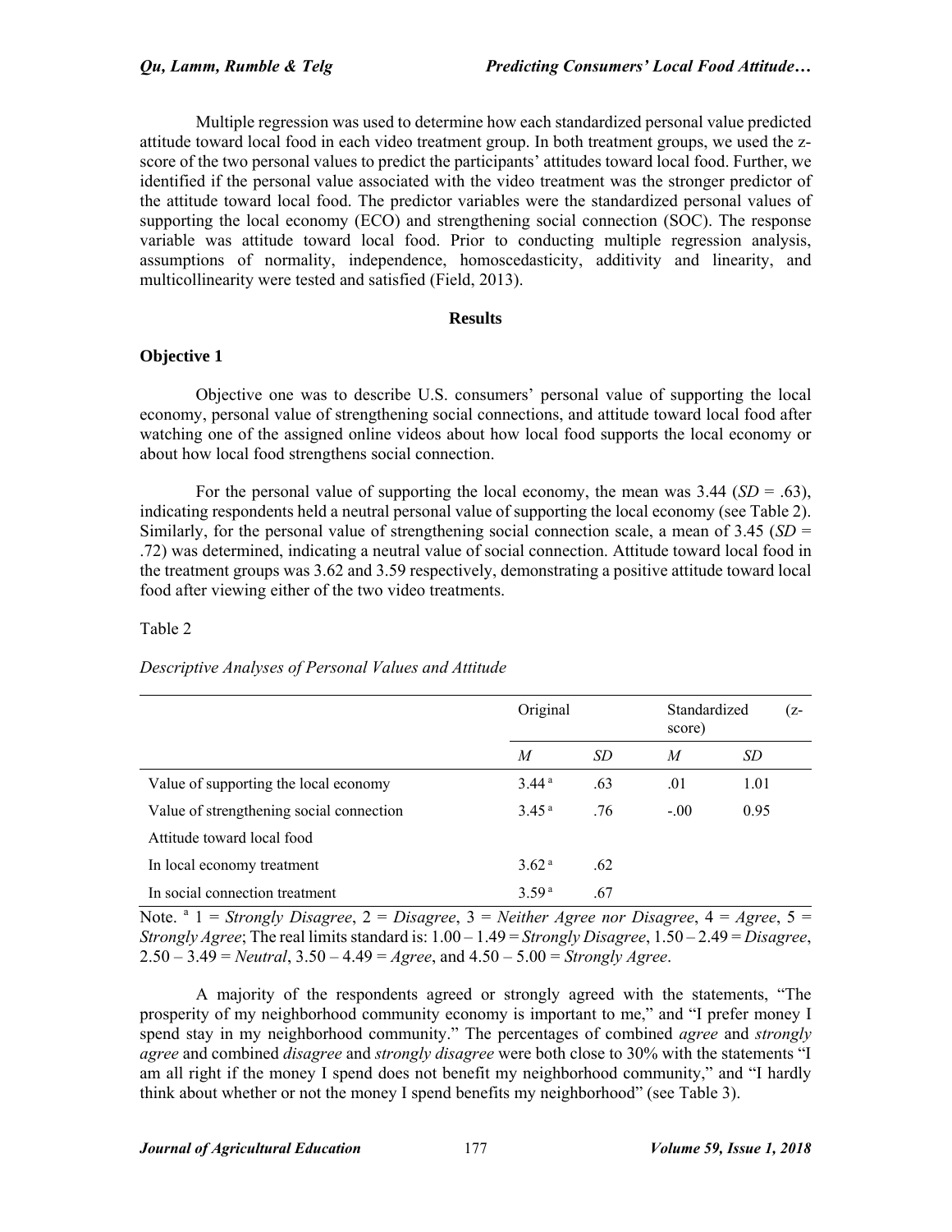Multiple regression was used to determine how each standardized personal value predicted attitude toward local food in each video treatment group. In both treatment groups, we used the z-score of the two personal values to predict the participants' attitudes toward local food. Further, we identified if the personal value associated with the video treatment was the stronger predictor of the attitude toward local food. The predictor variables were the standardized personal values of supporting the local economy (ECO) and strengthening social connection (SOC). The response variable was attitude toward local food. Prior to conducting multiple regression analysis, assumptions of normality, independence, homoscedasticity, additivity and linearity, and multicollinearity were tested and satisfied (Field, 2013).

## Results

### Objective 1

Objective one was to describe U.S. consumers' personal value of supporting the local economy, personal value of strengthening social connections, and attitude toward local food after watching one of the assigned online videos about how local food supports the local economy or about how local food strengthens social connection.

For the personal value of supporting the local economy, the mean was 3.44 (*SD* = .63), indicating respondents held a neutral personal value of supporting the local economy (see Table 2). Similarly, for the personal value of strengthening social connection scale, a mean of 3.45 (*SD* = .72) was determined, indicating a neutral value of social connection. Attitude toward local food in the treatment groups was 3.62 and 3.59 respectively, demonstrating a positive attitude toward local food after viewing either of the two video treatments.

Table 2

*Descriptive Analyses of Personal Values and Attitude*

| | Original | | Standardized (z-score) | |
|---|---|---|---|---|
| | *M* | *SD* | *M* | *SD* |
| Value of supporting the local economy | 3.44 [a] | .63 | .01 | 1.01 |
| Value of strengthening social connection | 3.45 [a] | .76 | -.00 | 0.95 |
| Attitude toward local food | | | | |
| In local economy treatment | 3.62 [a] | .62 | | |
| In social connection treatment | 3.59 [a] | .67 | | |

Note. [a] 1 = *Strongly Disagree*, 2 = *Disagree*, 3 = *Neither Agree nor Disagree*, 4 = *Agree*, 5 = *Strongly Agree*; The real limits standard is: 1.00 – 1.49 = *Strongly Disagree*, 1.50 – 2.49 = *Disagree*, 2.50 – 3.49 = *Neutral*, 3.50 – 4.49 = *Agree*, and 4.50 – 5.00 = *Strongly Agree*.

A majority of the respondents agreed or strongly agreed with the statements, "The prosperity of my neighborhood community economy is important to me," and "I prefer money I spend stay in my neighborhood community." The percentages of combined *agree* and *strongly agree* and combined *disagree* and *strongly disagree* were both close to 30% with the statements "I am all right if the money I spend does not benefit my neighborhood community," and "I hardly think about whether or not the money I spend benefits my neighborhood" (see Table 3).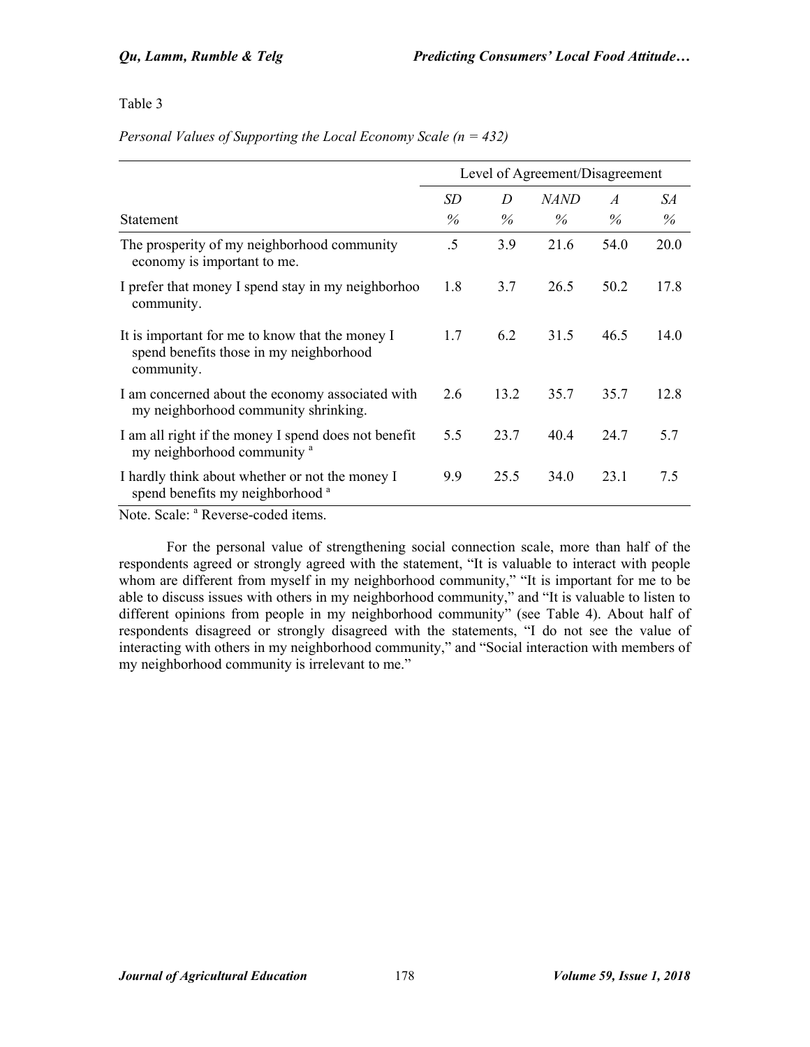Table 3

*Personal Values of Supporting the Local Economy Scale (n = 432)*

| | Level of Agreement/Disagreement | | | | |
|---|---|---|---|---|---|
| | *SD* | *D* | *NAND* | *A* | *SA* |
| Statement | *%* | *%* | *%* | *%* | *%* |
| The prosperity of my neighborhood community economy is important to me. | .5 | 3.9 | 21.6 | 54.0 | 20.0 |
| I prefer that money I spend stay in my neighborhoo community. | 1.8 | 3.7 | 26.5 | 50.2 | 17.8 |
| It is important for me to know that the money I spend benefits those in my neighborhood community. | 1.7 | 6.2 | 31.5 | 46.5 | 14.0 |
| I am concerned about the economy associated with my neighborhood community shrinking. | 2.6 | 13.2 | 35.7 | 35.7 | 12.8 |
| I am all right if the money I spend does not benefit my neighborhood community [a] | 5.5 | 23.7 | 40.4 | 24.7 | 5.7 |
| I hardly think about whether or not the money I spend benefits my neighborhood [a] | 9.9 | 25.5 | 34.0 | 23.1 | 7.5 |

Note. Scale: [a] Reverse-coded items.

For the personal value of strengthening social connection scale, more than half of the respondents agreed or strongly agreed with the statement, "It is valuable to interact with people whom are different from myself in my neighborhood community," "It is important for me to be able to discuss issues with others in my neighborhood community," and "It is valuable to listen to different opinions from people in my neighborhood community" (see Table 4). About half of respondents disagreed or strongly disagreed with the statements, "I do not see the value of interacting with others in my neighborhood community," and "Social interaction with members of my neighborhood community is irrelevant to me."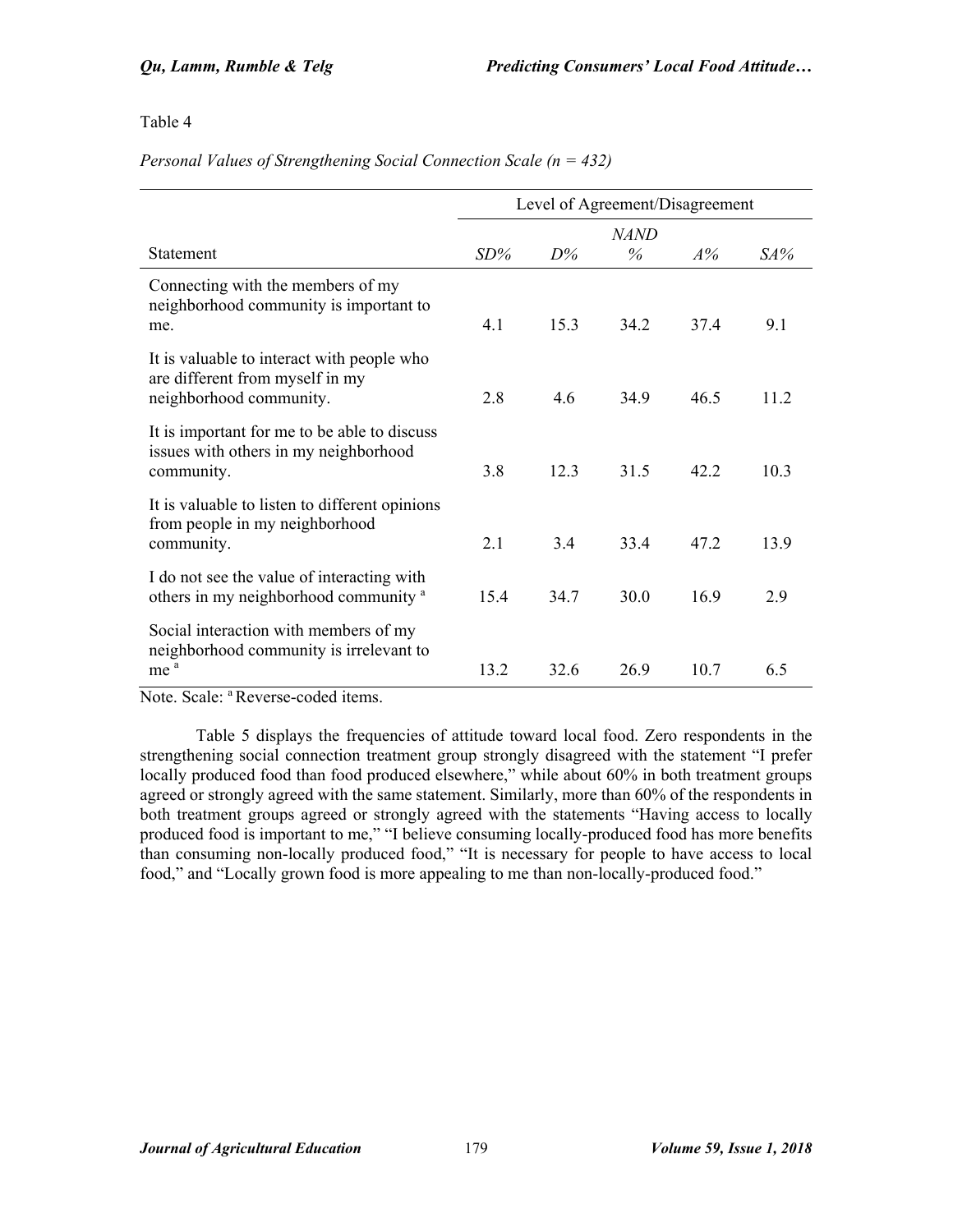Table 4

*Personal Values of Strengthening Social Connection Scale (n = 432)*

| | Level of Agreement/Disagreement | | | | |
|---|---|---|---|---|---|
| Statement | *SD%* | *D%* | *NAND %* | *A%* | *SA%* |
| Connecting with the members of my neighborhood community is important to me. | 4.1 | 15.3 | 34.2 | 37.4 | 9.1 |
| It is valuable to interact with people who are different from myself in my neighborhood community. | 2.8 | 4.6 | 34.9 | 46.5 | 11.2 |
| It is important for me to be able to discuss issues with others in my neighborhood community. | 3.8 | 12.3 | 31.5 | 42.2 | 10.3 |
| It is valuable to listen to different opinions from people in my neighborhood community. | 2.1 | 3.4 | 33.4 | 47.2 | 13.9 |
| I do not see the value of interacting with others in my neighborhood community [a] | 15.4 | 34.7 | 30.0 | 16.9 | 2.9 |
| Social interaction with members of my neighborhood community is irrelevant to me [a] | 13.2 | 32.6 | 26.9 | 10.7 | 6.5 |

Note. Scale: [a] Reverse-coded items.

Table 5 displays the frequencies of attitude toward local food. Zero respondents in the strengthening social connection treatment group strongly disagreed with the statement "I prefer locally produced food than food produced elsewhere," while about 60% in both treatment groups agreed or strongly agreed with the same statement. Similarly, more than 60% of the respondents in both treatment groups agreed or strongly agreed with the statements "Having access to locally produced food is important to me," "I believe consuming locally-produced food has more benefits than consuming non-locally produced food," "It is necessary for people to have access to local food," and "Locally grown food is more appealing to me than non-locally-produced food."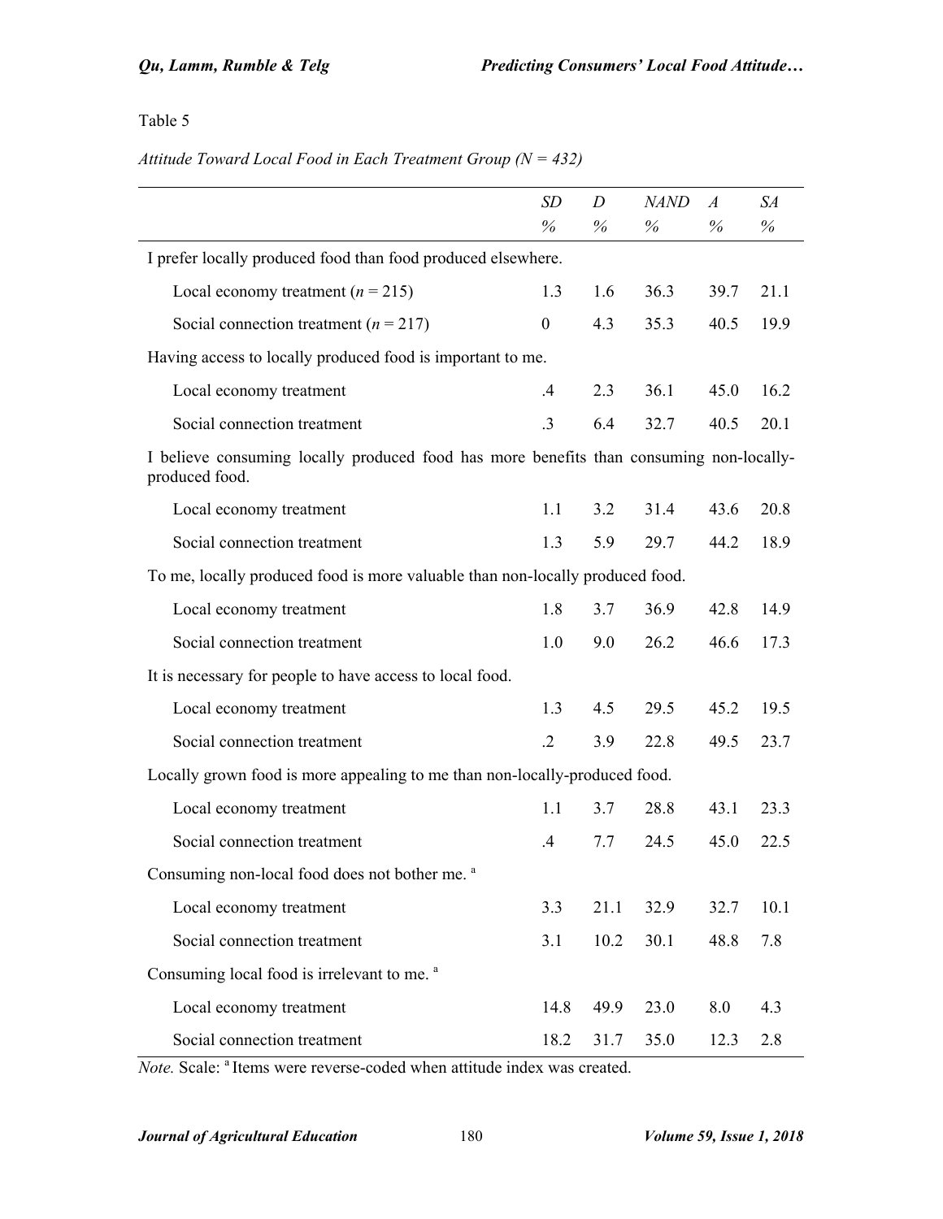Table 5

*Attitude Toward Local Food in Each Treatment Group (N = 432)*

| | *SD* % | *D* % | *NAND* % | *A* % | *SA* % |
|---|---|---|---|---|---|
| I prefer locally produced food than food produced elsewhere. | | | | | |
| Local economy treatment (*n* = 215) | 1.3 | 1.6 | 36.3 | 39.7 | 21.1 |
| Social connection treatment (*n* = 217) | 0 | 4.3 | 35.3 | 40.5 | 19.9 |
| Having access to locally produced food is important to me. | | | | | |
| Local economy treatment | .4 | 2.3 | 36.1 | 45.0 | 16.2 |
| Social connection treatment | .3 | 6.4 | 32.7 | 40.5 | 20.1 |
| I believe consuming locally produced food has more benefits than consuming non-locally-produced food. | | | | | |
| Local economy treatment | 1.1 | 3.2 | 31.4 | 43.6 | 20.8 |
| Social connection treatment | 1.3 | 5.9 | 29.7 | 44.2 | 18.9 |
| To me, locally produced food is more valuable than non-locally produced food. | | | | | |
| Local economy treatment | 1.8 | 3.7 | 36.9 | 42.8 | 14.9 |
| Social connection treatment | 1.0 | 9.0 | 26.2 | 46.6 | 17.3 |
| It is necessary for people to have access to local food. | | | | | |
| Local economy treatment | 1.3 | 4.5 | 29.5 | 45.2 | 19.5 |
| Social connection treatment | .2 | 3.9 | 22.8 | 49.5 | 23.7 |
| Locally grown food is more appealing to me than non-locally-produced food. | | | | | |
| Local economy treatment | 1.1 | 3.7 | 28.8 | 43.1 | 23.3 |
| Social connection treatment | .4 | 7.7 | 24.5 | 45.0 | 22.5 |
| Consuming non-local food does not bother me. [a] | | | | | |
| Local economy treatment | 3.3 | 21.1 | 32.9 | 32.7 | 10.1 |
| Social connection treatment | 3.1 | 10.2 | 30.1 | 48.8 | 7.8 |
| Consuming local food is irrelevant to me. [a] | | | | | |
| Local economy treatment | 14.8 | 49.9 | 23.0 | 8.0 | 4.3 |
| Social connection treatment | 18.2 | 31.7 | 35.0 | 12.3 | 2.8 |

*Note.* Scale: [a] Items were reverse-coded when attitude index was created.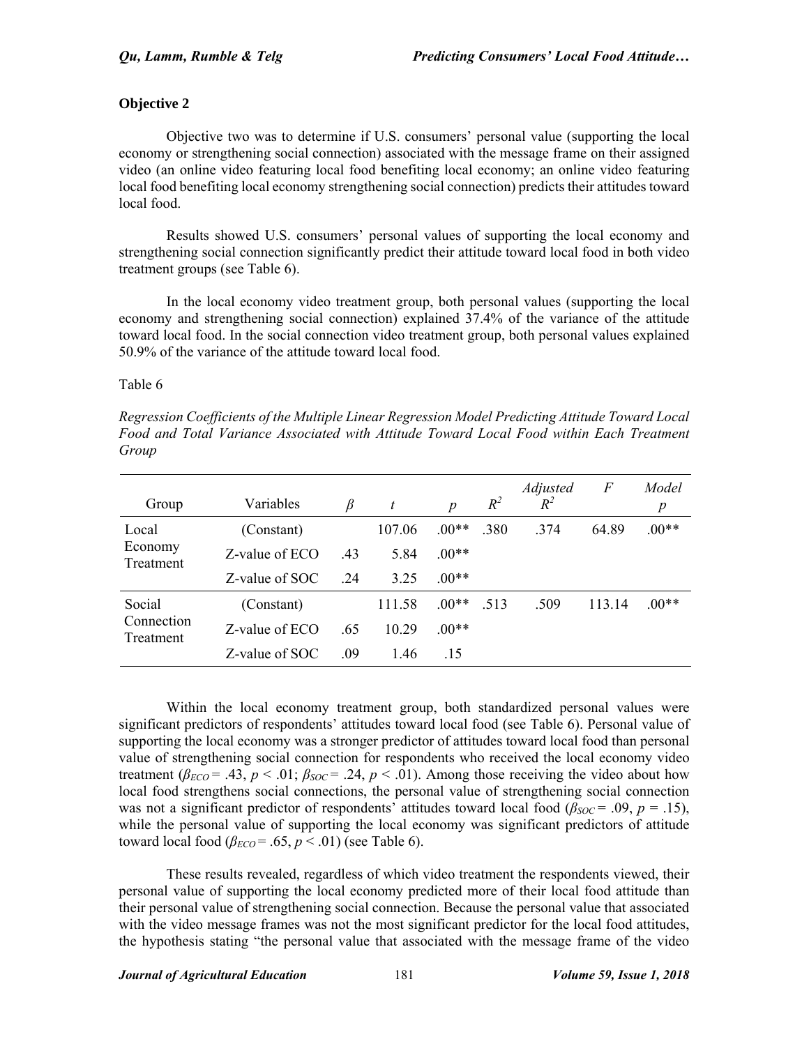**Objective 2**

Objective two was to determine if U.S. consumers' personal value (supporting the local economy or strengthening social connection) associated with the message frame on their assigned video (an online video featuring local food benefiting local economy; an online video featuring local food benefiting local economy strengthening social connection) predicts their attitudes toward local food.

Results showed U.S. consumers' personal values of supporting the local economy and strengthening social connection significantly predict their attitude toward local food in both video treatment groups (see Table 6).

In the local economy video treatment group, both personal values (supporting the local economy and strengthening social connection) explained 37.4% of the variance of the attitude toward local food. In the social connection video treatment group, both personal values explained 50.9% of the variance of the attitude toward local food.

Table 6

*Regression Coefficients of the Multiple Linear Regression Model Predicting Attitude Toward Local Food and Total Variance Associated with Attitude Toward Local Food within Each Treatment Group*

| Group | Variables | $\beta$ | $t$ | $p$ | $R^2$ | *Adjusted* $R^2$ | $F$ | *Model* $p$ |
|---|---|---|---|---|---|---|---|---|
| Local Economy Treatment | (Constant) | | 107.06 | .00** | .380 | .374 | 64.89 | .00** |
| | Z-value of ECO | .43 | 5.84 | .00** | | | | |
| | Z-value of SOC | .24 | 3.25 | .00** | | | | |
| Social Connection Treatment | (Constant) | | 111.58 | .00** | .513 | .509 | 113.14 | .00** |
| | Z-value of ECO | .65 | 10.29 | .00** | | | | |
| | Z-value of SOC | .09 | 1.46 | .15 | | | | |

Within the local economy treatment group, both standardized personal values were significant predictors of respondents' attitudes toward local food (see Table 6). Personal value of supporting the local economy was a stronger predictor of attitudes toward local food than personal value of strengthening social connection for respondents who received the local economy video treatment ($\beta_{ECO} = .43$, $p < .01$; $\beta_{SOC} = .24$, $p < .01$). Among those receiving the video about how local food strengthens social connections, the personal value of strengthening social connection was not a significant predictor of respondents' attitudes toward local food ($\beta_{SOC} = .09$, $p = .15$), while the personal value of supporting the local economy was significant predictors of attitude toward local food ($\beta_{ECO} = .65$, $p < .01$) (see Table 6).

These results revealed, regardless of which video treatment the respondents viewed, their personal value of supporting the local economy predicted more of their local food attitude than their personal value of strengthening social connection. Because the personal value that associated with the video message frames was not the most significant predictor for the local food attitudes, the hypothesis stating "the personal value that associated with the message frame of the video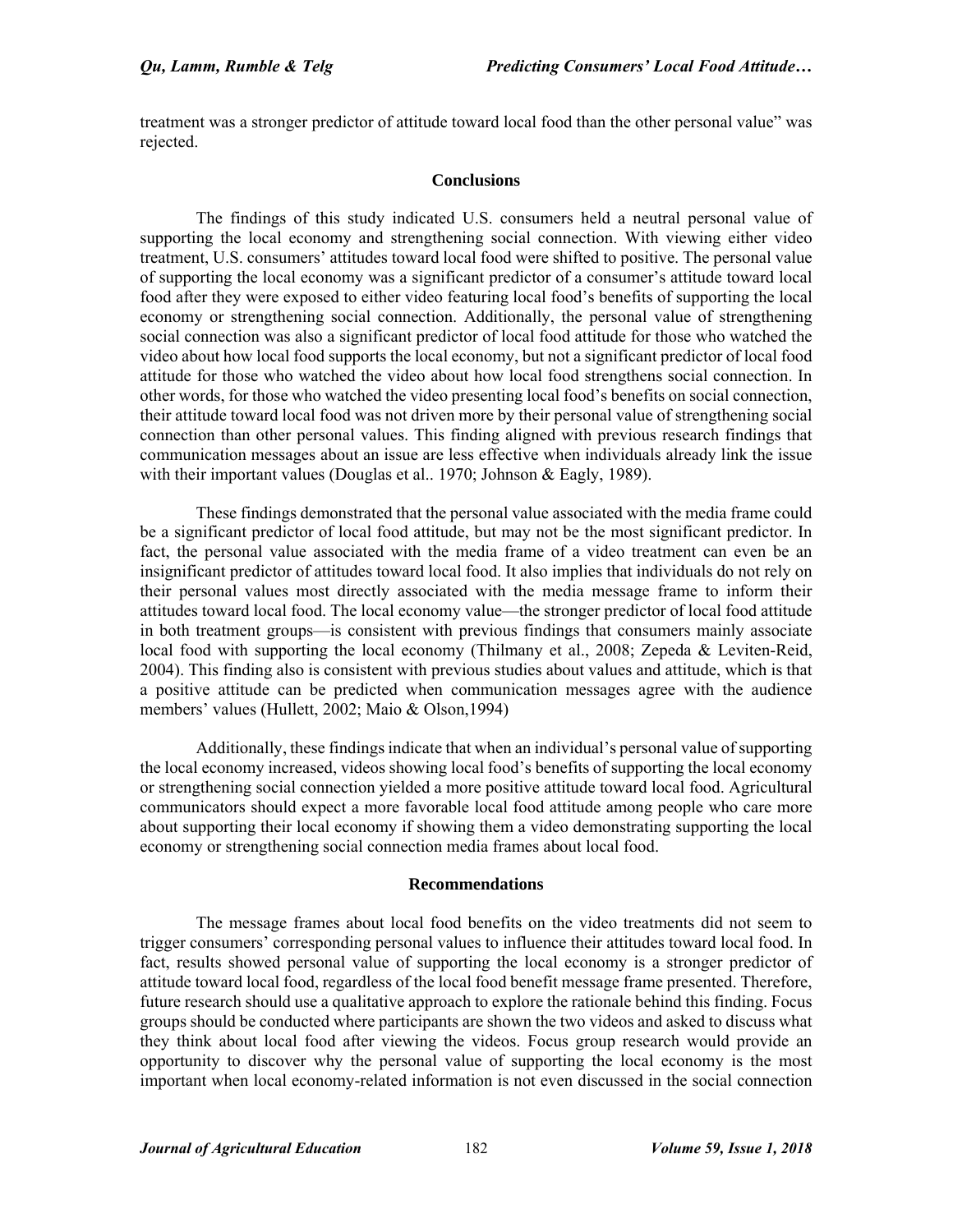treatment was a stronger predictor of attitude toward local food than the other personal value" was rejected.

## Conclusions

The findings of this study indicated U.S. consumers held a neutral personal value of supporting the local economy and strengthening social connection. With viewing either video treatment, U.S. consumers' attitudes toward local food were shifted to positive. The personal value of supporting the local economy was a significant predictor of a consumer's attitude toward local food after they were exposed to either video featuring local food's benefits of supporting the local economy or strengthening social connection. Additionally, the personal value of strengthening social connection was also a significant predictor of local food attitude for those who watched the video about how local food supports the local economy, but not a significant predictor of local food attitude for those who watched the video about how local food strengthens social connection. In other words, for those who watched the video presenting local food's benefits on social connection, their attitude toward local food was not driven more by their personal value of strengthening social connection than other personal values. This finding aligned with previous research findings that communication messages about an issue are less effective when individuals already link the issue with their important values (Douglas et al.. 1970; Johnson & Eagly, 1989).

These findings demonstrated that the personal value associated with the media frame could be a significant predictor of local food attitude, but may not be the most significant predictor. In fact, the personal value associated with the media frame of a video treatment can even be an insignificant predictor of attitudes toward local food. It also implies that individuals do not rely on their personal values most directly associated with the media message frame to inform their attitudes toward local food. The local economy value—the stronger predictor of local food attitude in both treatment groups—is consistent with previous findings that consumers mainly associate local food with supporting the local economy (Thilmany et al., 2008; Zepeda & Leviten-Reid, 2004). This finding also is consistent with previous studies about values and attitude, which is that a positive attitude can be predicted when communication messages agree with the audience members' values (Hullett, 2002; Maio & Olson,1994)

Additionally, these findings indicate that when an individual's personal value of supporting the local economy increased, videos showing local food's benefits of supporting the local economy or strengthening social connection yielded a more positive attitude toward local food. Agricultural communicators should expect a more favorable local food attitude among people who care more about supporting their local economy if showing them a video demonstrating supporting the local economy or strengthening social connection media frames about local food.

## Recommendations

The message frames about local food benefits on the video treatments did not seem to trigger consumers' corresponding personal values to influence their attitudes toward local food. In fact, results showed personal value of supporting the local economy is a stronger predictor of attitude toward local food, regardless of the local food benefit message frame presented. Therefore, future research should use a qualitative approach to explore the rationale behind this finding. Focus groups should be conducted where participants are shown the two videos and asked to discuss what they think about local food after viewing the videos. Focus group research would provide an opportunity to discover why the personal value of supporting the local economy is the most important when local economy-related information is not even discussed in the social connection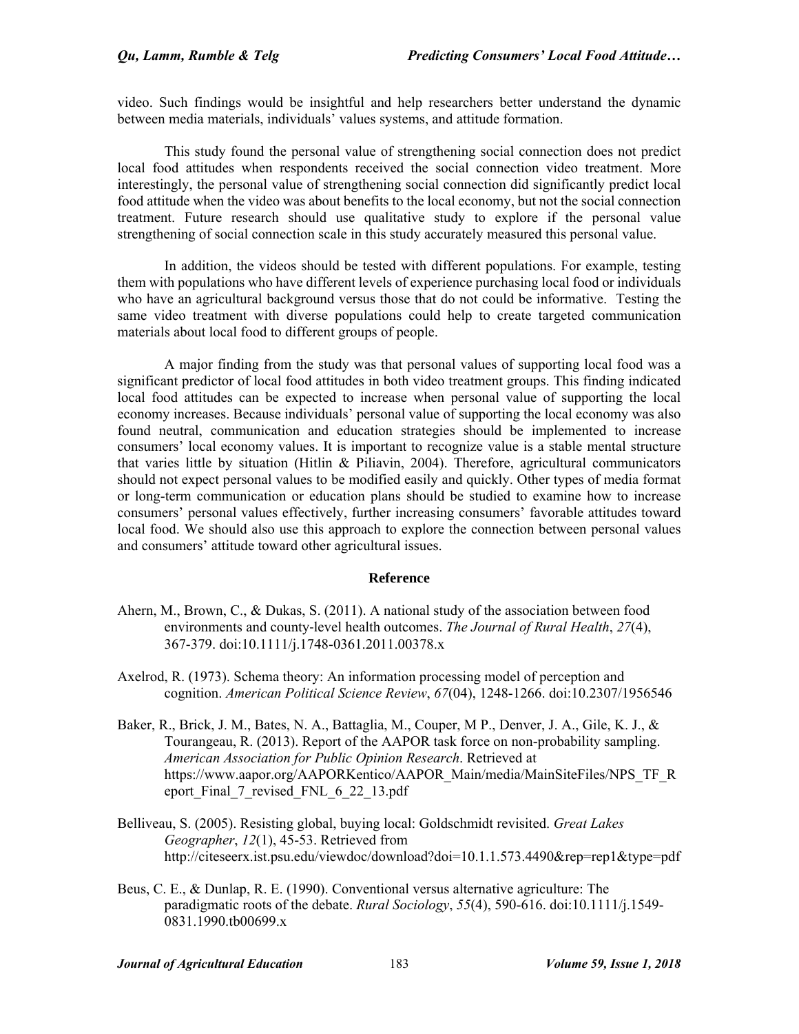video. Such findings would be insightful and help researchers better understand the dynamic between media materials, individuals' values systems, and attitude formation.

This study found the personal value of strengthening social connection does not predict local food attitudes when respondents received the social connection video treatment. More interestingly, the personal value of strengthening social connection did significantly predict local food attitude when the video was about benefits to the local economy, but not the social connection treatment. Future research should use qualitative study to explore if the personal value strengthening of social connection scale in this study accurately measured this personal value.

In addition, the videos should be tested with different populations. For example, testing them with populations who have different levels of experience purchasing local food or individuals who have an agricultural background versus those that do not could be informative. Testing the same video treatment with diverse populations could help to create targeted communication materials about local food to different groups of people.

A major finding from the study was that personal values of supporting local food was a significant predictor of local food attitudes in both video treatment groups. This finding indicated local food attitudes can be expected to increase when personal value of supporting the local economy increases. Because individuals' personal value of supporting the local economy was also found neutral, communication and education strategies should be implemented to increase consumers' local economy values. It is important to recognize value is a stable mental structure that varies little by situation (Hitlin & Piliavin, 2004). Therefore, agricultural communicators should not expect personal values to be modified easily and quickly. Other types of media format or long-term communication or education plans should be studied to examine how to increase consumers' personal values effectively, further increasing consumers' favorable attitudes toward local food. We should also use this approach to explore the connection between personal values and consumers' attitude toward other agricultural issues.

## Reference

Ahern, M., Brown, C., & Dukas, S. (2011). A national study of the association between food environments and county-level health outcomes. *The Journal of Rural Health*, *27*(4), 367-379. doi:10.1111/j.1748-0361.2011.00378.x

Axelrod, R. (1973). Schema theory: An information processing model of perception and cognition. *American Political Science Review*, *67*(04), 1248-1266. doi:10.2307/1956546

Baker, R., Brick, J. M., Bates, N. A., Battaglia, M., Couper, M P., Denver, J. A., Gile, K. J., & Tourangeau, R. (2013). Report of the AAPOR task force on non-probability sampling. *American Association for Public Opinion Research*. Retrieved at https://www.aapor.org/AAPORKentico/AAPOR_Main/media/MainSiteFiles/NPS_TF_Report_Final_7_revised_FNL_6_22_13.pdf

Belliveau, S. (2005). Resisting global, buying local: Goldschmidt revisited. *Great Lakes Geographer*, *12*(1), 45-53. Retrieved from http://citeseerx.ist.psu.edu/viewdoc/download?doi=10.1.1.573.4490&rep=rep1&type=pdf

Beus, C. E., & Dunlap, R. E. (1990). Conventional versus alternative agriculture: The paradigmatic roots of the debate. *Rural Sociology*, *55*(4), 590-616. doi:10.1111/j.1549-0831.1990.tb00699.x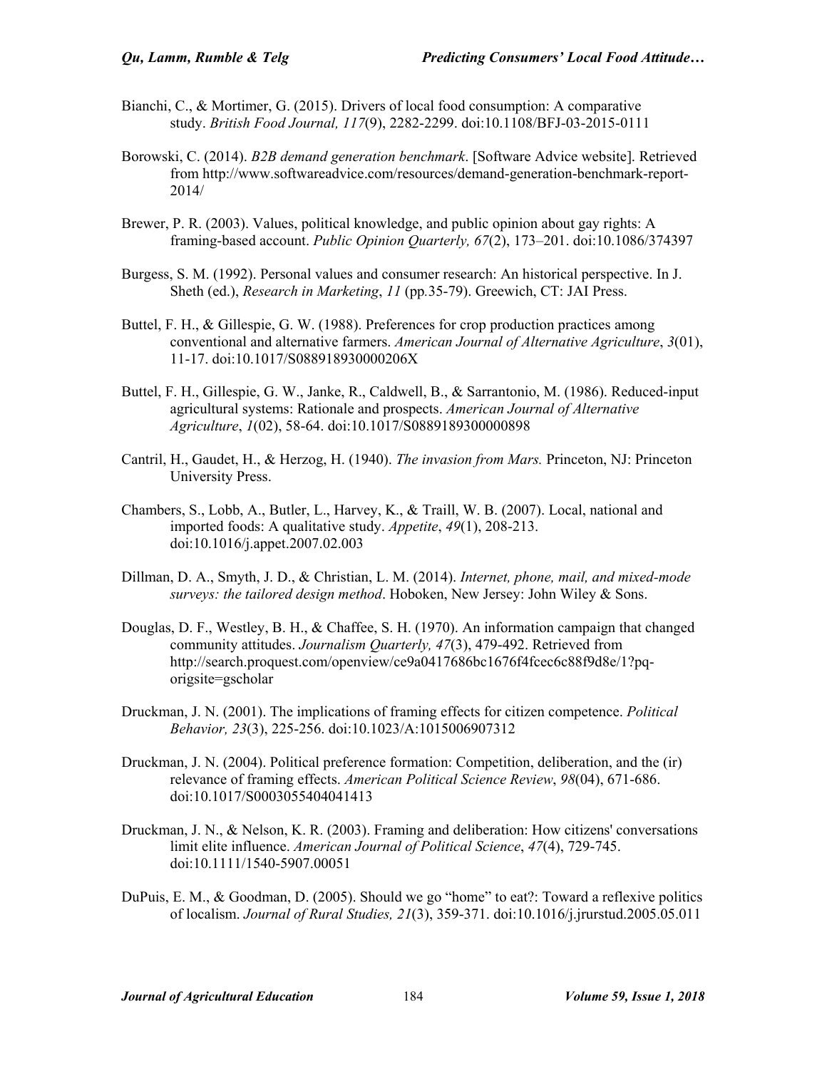Bianchi, C., & Mortimer, G. (2015). Drivers of local food consumption: A comparative study. *British Food Journal, 117*(9), 2282-2299. doi:10.1108/BFJ-03-2015-0111

Borowski, C. (2014). *B2B demand generation benchmark*. [Software Advice website]. Retrieved from http://www.softwareadvice.com/resources/demand-generation-benchmark-report-2014/

Brewer, P. R. (2003). Values, political knowledge, and public opinion about gay rights: A framing-based account. *Public Opinion Quarterly, 67*(2), 173–201. doi:10.1086/374397

Burgess, S. M. (1992). Personal values and consumer research: An historical perspective. In J. Sheth (ed.), *Research in Marketing*, *11* (pp.35-79). Greewich, CT: JAI Press.

Buttel, F. H., & Gillespie, G. W. (1988). Preferences for crop production practices among conventional and alternative farmers. *American Journal of Alternative Agriculture*, *3*(01), 11-17. doi:10.1017/S088918930000206X

Buttel, F. H., Gillespie, G. W., Janke, R., Caldwell, B., & Sarrantonio, M. (1986). Reduced-input agricultural systems: Rationale and prospects. *American Journal of Alternative Agriculture*, *1*(02), 58-64. doi:10.1017/S0889189300000898

Cantril, H., Gaudet, H., & Herzog, H. (1940). *The invasion from Mars.* Princeton, NJ: Princeton University Press.

Chambers, S., Lobb, A., Butler, L., Harvey, K., & Traill, W. B. (2007). Local, national and imported foods: A qualitative study. *Appetite*, *49*(1), 208-213. doi:10.1016/j.appet.2007.02.003

Dillman, D. A., Smyth, J. D., & Christian, L. M. (2014). *Internet, phone, mail, and mixed-mode surveys: the tailored design method*. Hoboken, New Jersey: John Wiley & Sons.

Douglas, D. F., Westley, B. H., & Chaffee, S. H. (1970). An information campaign that changed community attitudes. *Journalism Quarterly, 47*(3), 479-492. Retrieved from http://search.proquest.com/openview/ce9a0417686bc1676f4fcec6c88f9d8e/1?pq-origsite=gscholar

Druckman, J. N. (2001). The implications of framing effects for citizen competence. *Political Behavior, 23*(3), 225-256. doi:10.1023/A:1015006907312

Druckman, J. N. (2004). Political preference formation: Competition, deliberation, and the (ir) relevance of framing effects. *American Political Science Review*, *98*(04), 671-686. doi:10.1017/S0003055404041413

Druckman, J. N., & Nelson, K. R. (2003). Framing and deliberation: How citizens' conversations limit elite influence. *American Journal of Political Science*, *47*(4), 729-745. doi:10.1111/1540-5907.00051

DuPuis, E. M., & Goodman, D. (2005). Should we go "home" to eat?: Toward a reflexive politics of localism. *Journal of Rural Studies, 21*(3), 359-371. doi:10.1016/j.jrurstud.2005.05.011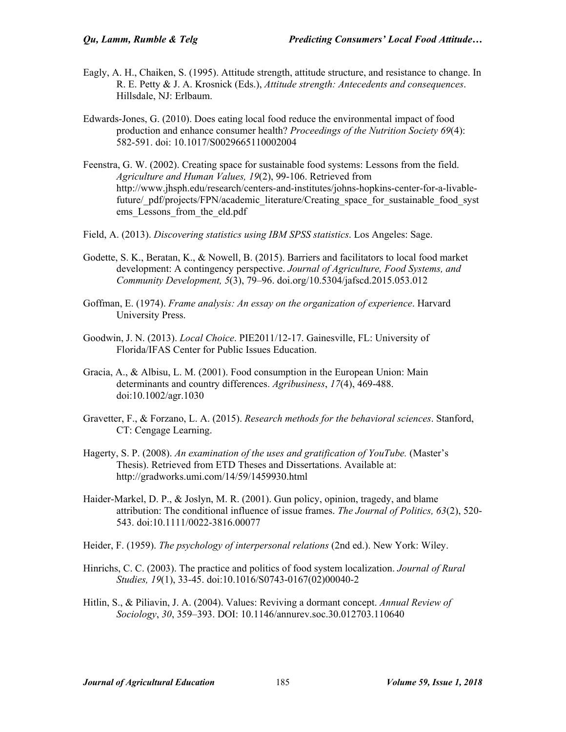Eagly, A. H., Chaiken, S. (1995). Attitude strength, attitude structure, and resistance to change. In R. E. Petty & J. A. Krosnick (Eds.), *Attitude strength: Antecedents and consequences*. Hillsdale, NJ: Erlbaum.

Edwards-Jones, G. (2010). Does eating local food reduce the environmental impact of food production and enhance consumer health? *Proceedings of the Nutrition Society 69*(4): 582-591. doi: 10.1017/S0029665110002004

Feenstra, G. W. (2002). Creating space for sustainable food systems: Lessons from the field. *Agriculture and Human Values, 19*(2), 99-106. Retrieved from http://www.jhsph.edu/research/centers-and-institutes/johns-hopkins-center-for-a-livable-future/_pdf/projects/FPN/academic_literature/Creating_space_for_sustainable_food_systems_Lessons_from_the_eld.pdf

Field, A. (2013). *Discovering statistics using IBM SPSS statistics*. Los Angeles: Sage.

Godette, S. K., Beratan, K., & Nowell, B. (2015). Barriers and facilitators to local food market development: A contingency perspective. *Journal of Agriculture, Food Systems, and Community Development, 5*(3), 79–96. doi.org/10.5304/jafscd.2015.053.012

Goffman, E. (1974). *Frame analysis: An essay on the organization of experience*. Harvard University Press.

Goodwin, J. N. (2013). *Local Choice*. PIE2011/12-17. Gainesville, FL: University of Florida/IFAS Center for Public Issues Education.

Gracia, A., & Albisu, L. M. (2001). Food consumption in the European Union: Main determinants and country differences. *Agribusiness*, *17*(4), 469-488. doi:10.1002/agr.1030

Gravetter, F., & Forzano, L. A. (2015). *Research methods for the behavioral sciences*. Stanford, CT: Cengage Learning.

Hagerty, S. P. (2008). *An examination of the uses and gratification of YouTube.* (Master's Thesis). Retrieved from ETD Theses and Dissertations. Available at: http://gradworks.umi.com/14/59/1459930.html

Haider-Markel, D. P., & Joslyn, M. R. (2001). Gun policy, opinion, tragedy, and blame attribution: The conditional influence of issue frames. *The Journal of Politics, 63*(2), 520-543. doi:10.1111/0022-3816.00077

Heider, F. (1959). *The psychology of interpersonal relations* (2nd ed.). New York: Wiley.

Hinrichs, C. C. (2003). The practice and politics of food system localization. *Journal of Rural Studies, 19*(1), 33-45. doi:10.1016/S0743-0167(02)00040-2

Hitlin, S., & Piliavin, J. A. (2004). Values: Reviving a dormant concept. *Annual Review of Sociology*, *30*, 359–393. DOI: 10.1146/annurev.soc.30.012703.110640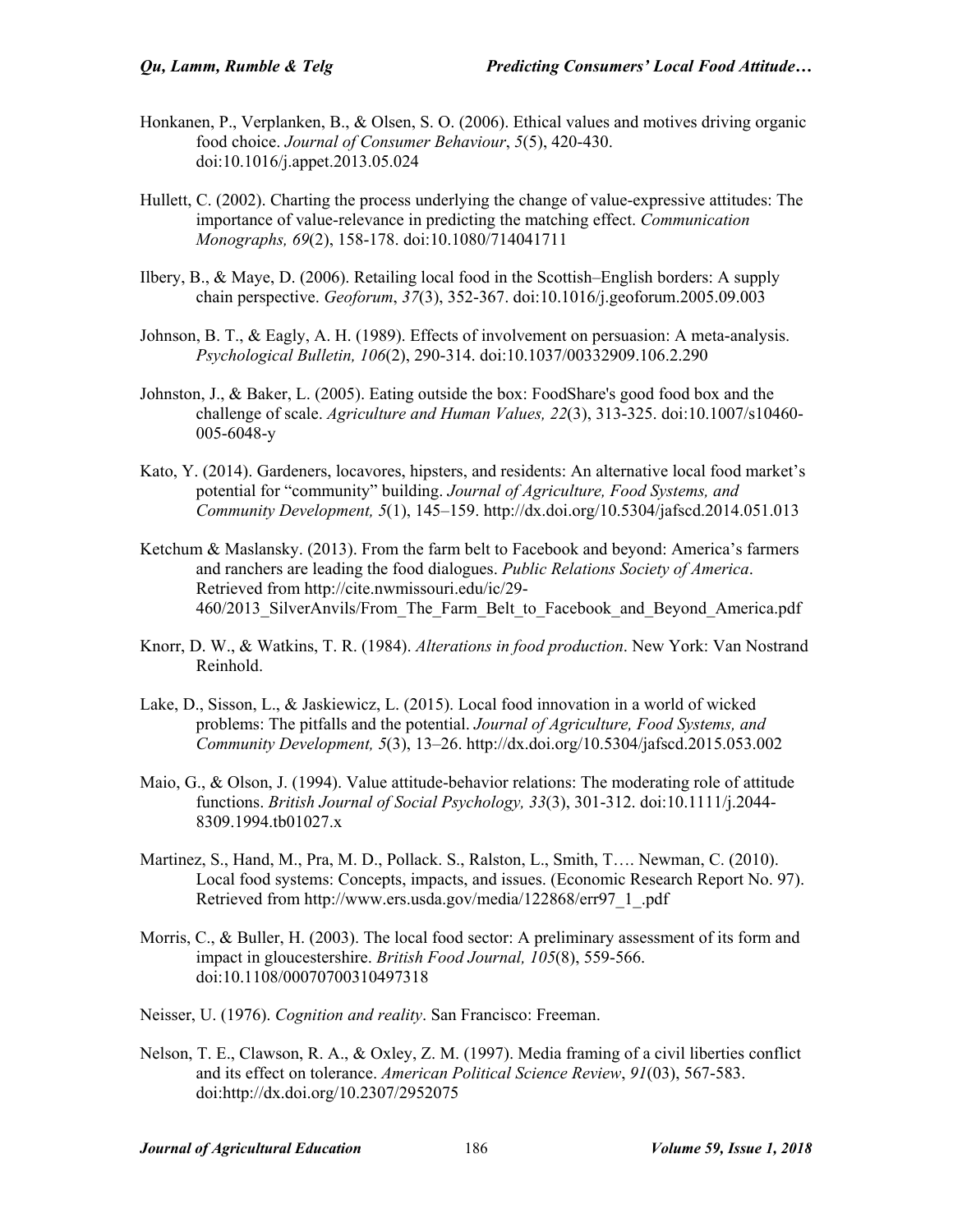Honkanen, P., Verplanken, B., & Olsen, S. O. (2006). Ethical values and motives driving organic food choice. *Journal of Consumer Behaviour*, *5*(5), 420-430. doi:10.1016/j.appet.2013.05.024

Hullett, C. (2002). Charting the process underlying the change of value-expressive attitudes: The importance of value-relevance in predicting the matching effect. *Communication Monographs, 69*(2), 158-178. doi:10.1080/714041711

Ilbery, B., & Maye, D. (2006). Retailing local food in the Scottish–English borders: A supply chain perspective. *Geoforum*, *37*(3), 352-367. doi:10.1016/j.geoforum.2005.09.003

Johnson, B. T., & Eagly, A. H. (1989). Effects of involvement on persuasion: A meta-analysis. *Psychological Bulletin, 106*(2), 290-314. doi:10.1037/00332909.106.2.290

Johnston, J., & Baker, L. (2005). Eating outside the box: FoodShare's good food box and the challenge of scale. *Agriculture and Human Values, 22*(3), 313-325. doi:10.1007/s10460-005-6048-y

Kato, Y. (2014). Gardeners, locavores, hipsters, and residents: An alternative local food market's potential for "community" building. *Journal of Agriculture, Food Systems, and Community Development, 5*(1), 145–159. http://dx.doi.org/10.5304/jafscd.2014.051.013

Ketchum & Maslansky. (2013). From the farm belt to Facebook and beyond: America's farmers and ranchers are leading the food dialogues. *Public Relations Society of America*. Retrieved from http://cite.nwmissouri.edu/ic/29-460/2013_SilverAnvils/From_The_Farm_Belt_to_Facebook_and_Beyond_America.pdf

Knorr, D. W., & Watkins, T. R. (1984). *Alterations in food production*. New York: Van Nostrand Reinhold.

Lake, D., Sisson, L., & Jaskiewicz, L. (2015). Local food innovation in a world of wicked problems: The pitfalls and the potential. *Journal of Agriculture, Food Systems, and Community Development, 5*(3), 13–26. http://dx.doi.org/10.5304/jafscd.2015.053.002

Maio, G., & Olson, J. (1994). Value attitude-behavior relations: The moderating role of attitude functions. *British Journal of Social Psychology, 33*(3), 301-312. doi:10.1111/j.2044-8309.1994.tb01027.x

Martinez, S., Hand, M., Pra, M. D., Pollack. S., Ralston, L., Smith, T…. Newman, C. (2010). Local food systems: Concepts, impacts, and issues. (Economic Research Report No. 97). Retrieved from http://www.ers.usda.gov/media/122868/err97_1_.pdf

Morris, C., & Buller, H. (2003). The local food sector: A preliminary assessment of its form and impact in gloucestershire. *British Food Journal, 105*(8), 559-566. doi:10.1108/00070700310497318

Neisser, U. (1976). *Cognition and reality*. San Francisco: Freeman.

Nelson, T. E., Clawson, R. A., & Oxley, Z. M. (1997). Media framing of a civil liberties conflict and its effect on tolerance. *American Political Science Review*, *91*(03), 567-583. doi:http://dx.doi.org/10.2307/2952075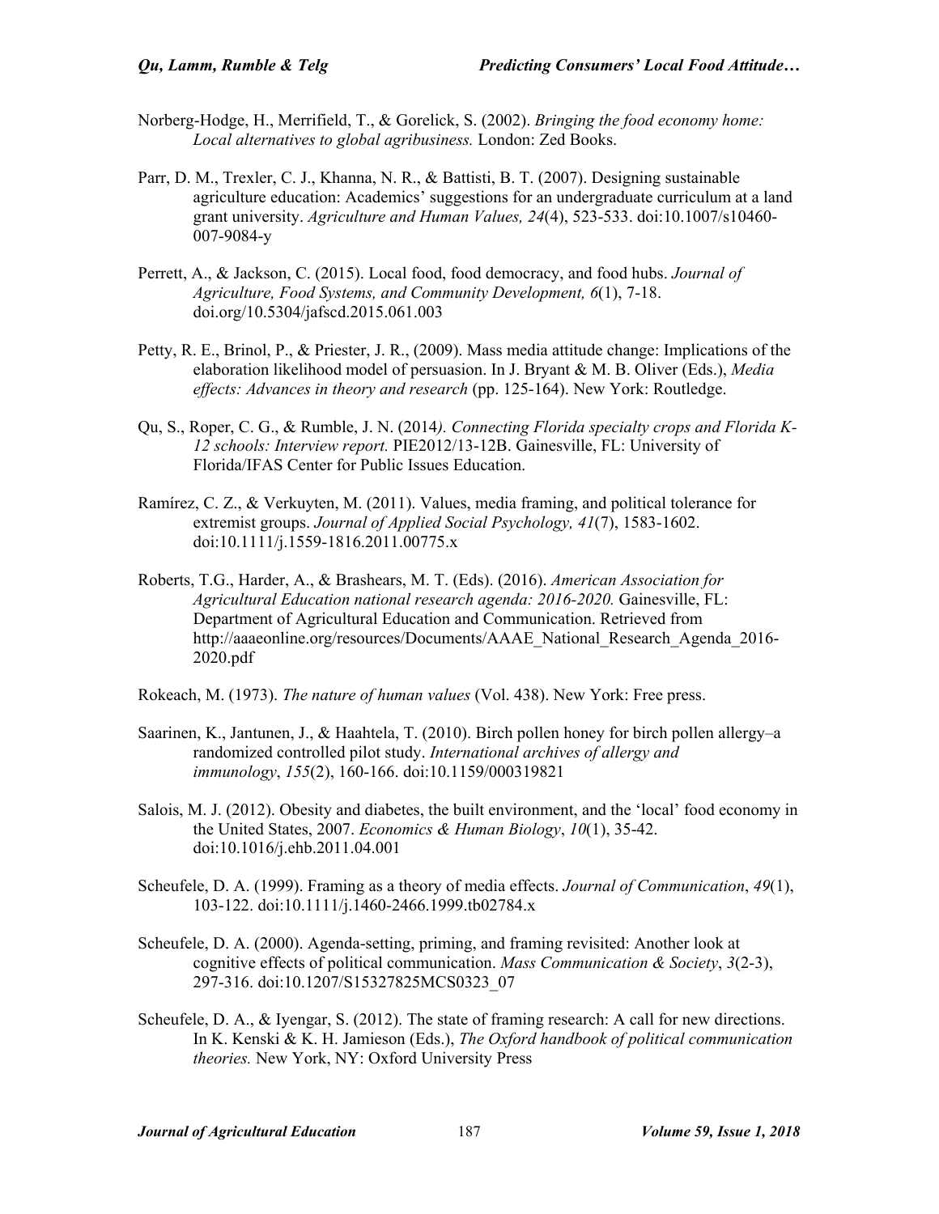Norberg-Hodge, H., Merrifield, T., & Gorelick, S. (2002). *Bringing the food economy home: Local alternatives to global agribusiness.* London: Zed Books.

Parr, D. M., Trexler, C. J., Khanna, N. R., & Battisti, B. T. (2007). Designing sustainable agriculture education: Academics' suggestions for an undergraduate curriculum at a land grant university. *Agriculture and Human Values, 24*(4), 523-533. doi:10.1007/s10460-007-9084-y

Perrett, A., & Jackson, C. (2015). Local food, food democracy, and food hubs. *Journal of Agriculture, Food Systems, and Community Development, 6*(1), 7-18. doi.org/10.5304/jafscd.2015.061.003

Petty, R. E., Brinol, P., & Priester, J. R., (2009). Mass media attitude change: Implications of the elaboration likelihood model of persuasion. In J. Bryant & M. B. Oliver (Eds.), *Media effects: Advances in theory and research* (pp. 125-164). New York: Routledge.

Qu, S., Roper, C. G., & Rumble, J. N. (2014*). Connecting Florida specialty crops and Florida K-12 schools: Interview report.* PIE2012/13-12B. Gainesville, FL: University of Florida/IFAS Center for Public Issues Education.

Ramírez, C. Z., & Verkuyten, M. (2011). Values, media framing, and political tolerance for extremist groups. *Journal of Applied Social Psychology, 41*(7), 1583-1602. doi:10.1111/j.1559-1816.2011.00775.x

Roberts, T.G., Harder, A., & Brashears, M. T. (Eds). (2016). *American Association for Agricultural Education national research agenda: 2016-2020.* Gainesville, FL: Department of Agricultural Education and Communication. Retrieved from http://aaaeonline.org/resources/Documents/AAAE_National_Research_Agenda_2016-2020.pdf

Rokeach, M. (1973). *The nature of human values* (Vol. 438). New York: Free press.

Saarinen, K., Jantunen, J., & Haahtela, T. (2010). Birch pollen honey for birch pollen allergy–a randomized controlled pilot study. *International archives of allergy and immunology*, *155*(2), 160-166. doi:10.1159/000319821

Salois, M. J. (2012). Obesity and diabetes, the built environment, and the 'local' food economy in the United States, 2007. *Economics & Human Biology*, *10*(1), 35-42. doi:10.1016/j.ehb.2011.04.001

Scheufele, D. A. (1999). Framing as a theory of media effects. *Journal of Communication*, *49*(1), 103-122. doi:10.1111/j.1460-2466.1999.tb02784.x

Scheufele, D. A. (2000). Agenda-setting, priming, and framing revisited: Another look at cognitive effects of political communication. *Mass Communication & Society*, *3*(2-3), 297-316. doi:10.1207/S15327825MCS0323_07

Scheufele, D. A., & Iyengar, S. (2012). The state of framing research: A call for new directions. In K. Kenski & K. H. Jamieson (Eds.), *The Oxford handbook of political communication theories.* New York, NY: Oxford University Press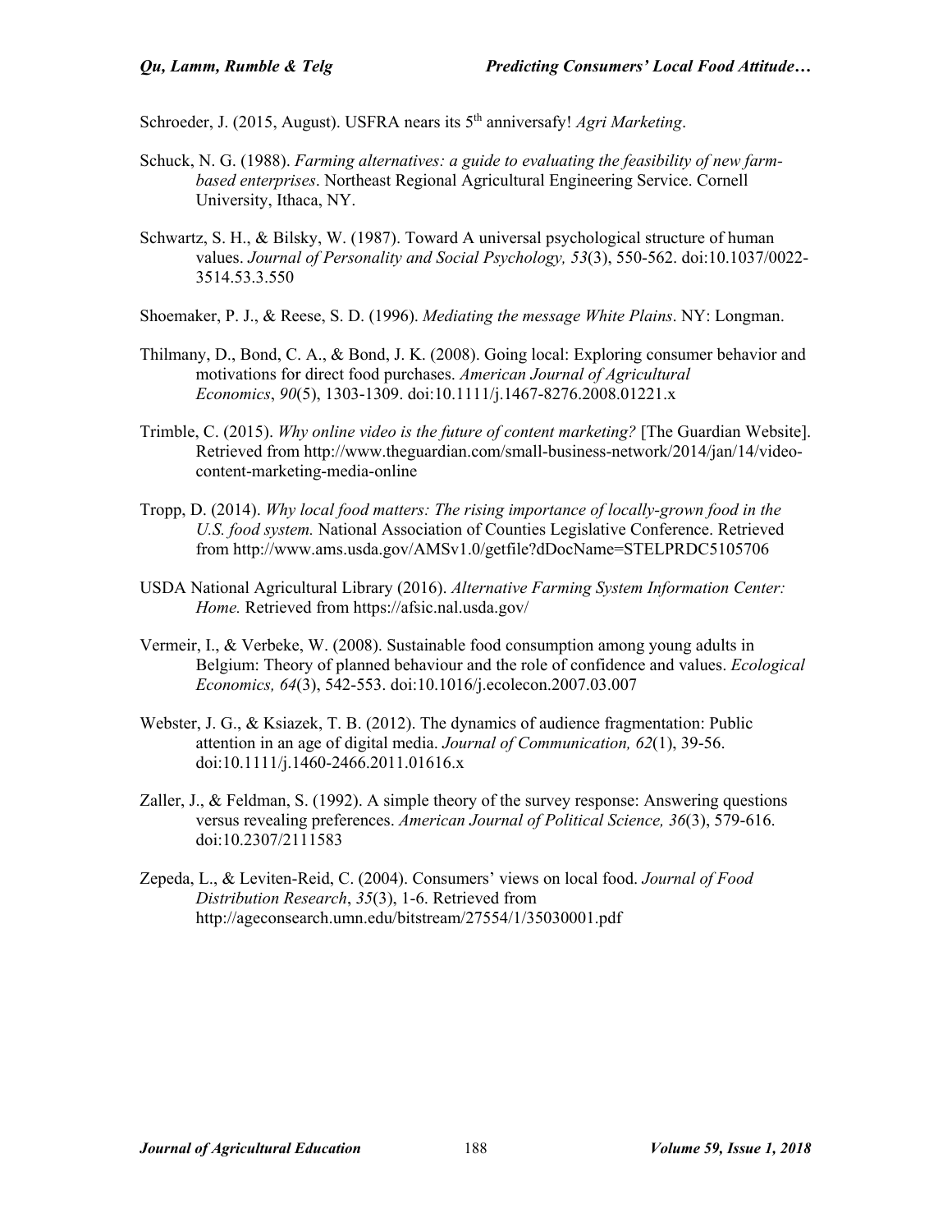Schroeder, J. (2015, August). USFRA nears its 5th anniversafy! *Agri Marketing*.

Schuck, N. G. (1988). *Farming alternatives: a guide to evaluating the feasibility of new farm-based enterprises*. Northeast Regional Agricultural Engineering Service. Cornell University, Ithaca, NY.

Schwartz, S. H., & Bilsky, W. (1987). Toward A universal psychological structure of human values. *Journal of Personality and Social Psychology, 53*(3), 550-562. doi:10.1037/0022-3514.53.3.550

Shoemaker, P. J., & Reese, S. D. (1996). *Mediating the message White Plains*. NY: Longman.

Thilmany, D., Bond, C. A., & Bond, J. K. (2008). Going local: Exploring consumer behavior and motivations for direct food purchases. *American Journal of Agricultural Economics*, *90*(5), 1303-1309. doi:10.1111/j.1467-8276.2008.01221.x

Trimble, C. (2015). *Why online video is the future of content marketing?* [The Guardian Website]. Retrieved from http://www.theguardian.com/small-business-network/2014/jan/14/video-content-marketing-media-online

Tropp, D. (2014). *Why local food matters: The rising importance of locally-grown food in the U.S. food system.* National Association of Counties Legislative Conference. Retrieved from http://www.ams.usda.gov/AMSv1.0/getfile?dDocName=STELPRDC5105706

USDA National Agricultural Library (2016). *Alternative Farming System Information Center: Home.* Retrieved from https://afsic.nal.usda.gov/

Vermeir, I., & Verbeke, W. (2008). Sustainable food consumption among young adults in Belgium: Theory of planned behaviour and the role of confidence and values. *Ecological Economics, 64*(3), 542-553. doi:10.1016/j.ecolecon.2007.03.007

Webster, J. G., & Ksiazek, T. B. (2012). The dynamics of audience fragmentation: Public attention in an age of digital media. *Journal of Communication, 62*(1), 39-56. doi:10.1111/j.1460-2466.2011.01616.x

Zaller, J., & Feldman, S. (1992). A simple theory of the survey response: Answering questions versus revealing preferences. *American Journal of Political Science, 36*(3), 579-616. doi:10.2307/2111583

Zepeda, L., & Leviten-Reid, C. (2004). Consumers' views on local food. *Journal of Food Distribution Research*, *35*(3), 1-6. Retrieved from http://ageconsearch.umn.edu/bitstream/27554/1/35030001.pdf